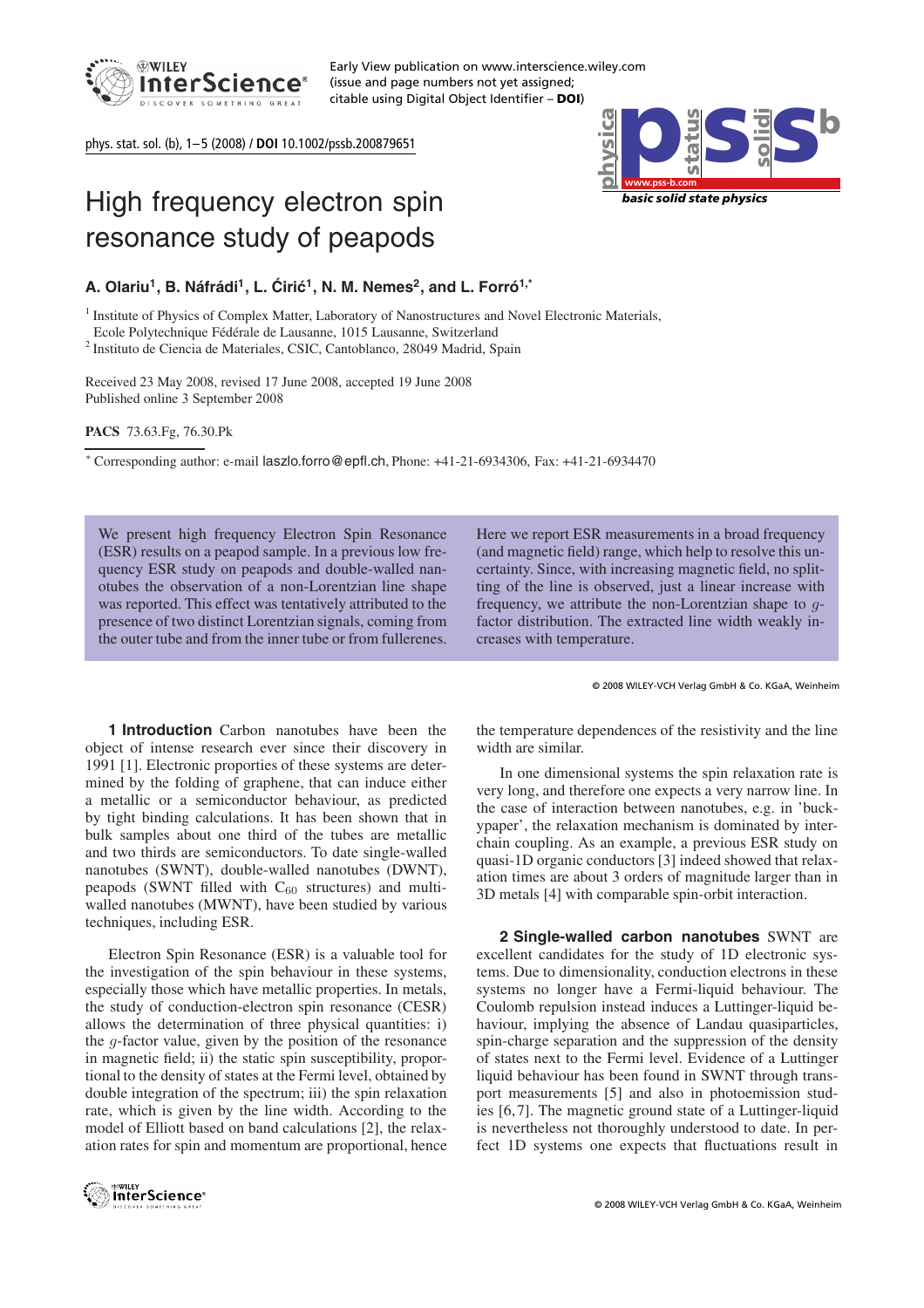# High frequency electron spin resonance study of peapods

**A. Olariu[1], B. Náfrádi[1], L. Ćirić[1], N. M. Nemes[2], and L. Forró[1,*]**

[1] Institute of Physics of Complex Matter, Laboratory of Nanostructures and Novel Electronic Materials, Ecole Polytechnique Fédérale de Lausanne, 1015 Lausanne, Switzerland
[2] Instituto de Ciencia de Materiales, CSIC, Cantoblanco, 28049 Madrid, Spain

Received 23 May 2008, revised 17 June 2008, accepted 19 June 2008
Published online 3 September 2008

**PACS** 73.63.Fg, 76.30.Pk

[*] Corresponding author: e-mail laszlo.forro@epfl.ch, Phone: +41-21-6934306, Fax: +41-21-6934470

We present high frequency Electron Spin Resonance (ESR) results on a peapod sample. In a previous low frequency ESR study on peapods and double-walled nanotubes the observation of a non-Lorentzian line shape was reported. This effect was tentatively attributed to the presence of two distinct Lorentzian signals, coming from the outer tube and from the inner tube or from fullerenes. Here we report ESR measurements in a broad frequency (and magnetic field) range, which help to resolve this uncertainty. Since, with increasing magnetic field, no splitting of the line is observed, just a linear increase with frequency, we attribute the non-Lorentzian shape to $g$-factor distribution. The extracted line width weakly increases with temperature.

© 2008 WILEY-VCH Verlag GmbH & Co. KGaA, Weinheim

## 1 Introduction

Carbon nanotubes have been the object of intense research ever since their discovery in 1991 [1]. Electronic properties of these systems are determined by the folding of graphene, that can induce either a metallic or a semiconductor behaviour, as predicted by tight binding calculations. It has been shown that in bulk samples about one third of the tubes are metallic and two thirds are semiconductors. To date single-walled nanotubes (SWNT), double-walled nanotubes (DWNT), peapods (SWNT filled with $C_{60}$ structures) and multi-walled nanotubes (MWNT), have been studied by various techniques, including ESR.

Electron Spin Resonance (ESR) is a valuable tool for the investigation of the spin behaviour in these systems, especially those which have metallic properties. In metals, the study of conduction-electron spin resonance (CESR) allows the determination of three physical quantities: i) the $g$-factor value, given by the position of the resonance in magnetic field; ii) the static spin susceptibility, proportional to the density of states at the Fermi level, obtained by double integration of the spectrum; iii) the spin relaxation rate, which is given by the line width. According to the model of Elliott based on band calculations [2], the relaxation rates for spin and momentum are proportional, hence the temperature dependences of the resistivity and the line width are similar.

In one dimensional systems the spin relaxation rate is very long, and therefore one expects a very narrow line. In the case of interaction between nanotubes, e.g. in 'buckypaper', the relaxation mechanism is dominated by interchain coupling. As an example, a previous ESR study on quasi-1D organic conductors [3] indeed showed that relaxation times are about 3 orders of magnitude larger than in 3D metals [4] with comparable spin-orbit interaction.

## 2 Single-walled carbon nanotubes

SWNT are excellent candidates for the study of 1D electronic systems. Due to dimensionality, conduction electrons in these systems no longer have a Fermi-liquid behaviour. The Coulomb repulsion instead induces a Luttinger-liquid behaviour, implying the absence of Landau quasiparticles, spin-charge separation and the suppression of the density of states next to the Fermi level. Evidence of a Luttinger liquid behaviour has been found in SWNT through transport measurements [5] and also in photoemission studies [6,7]. The magnetic ground state of a Luttinger-liquid is nevertheless not thoroughly understood to date. In perfect 1D systems one expects that fluctuations result in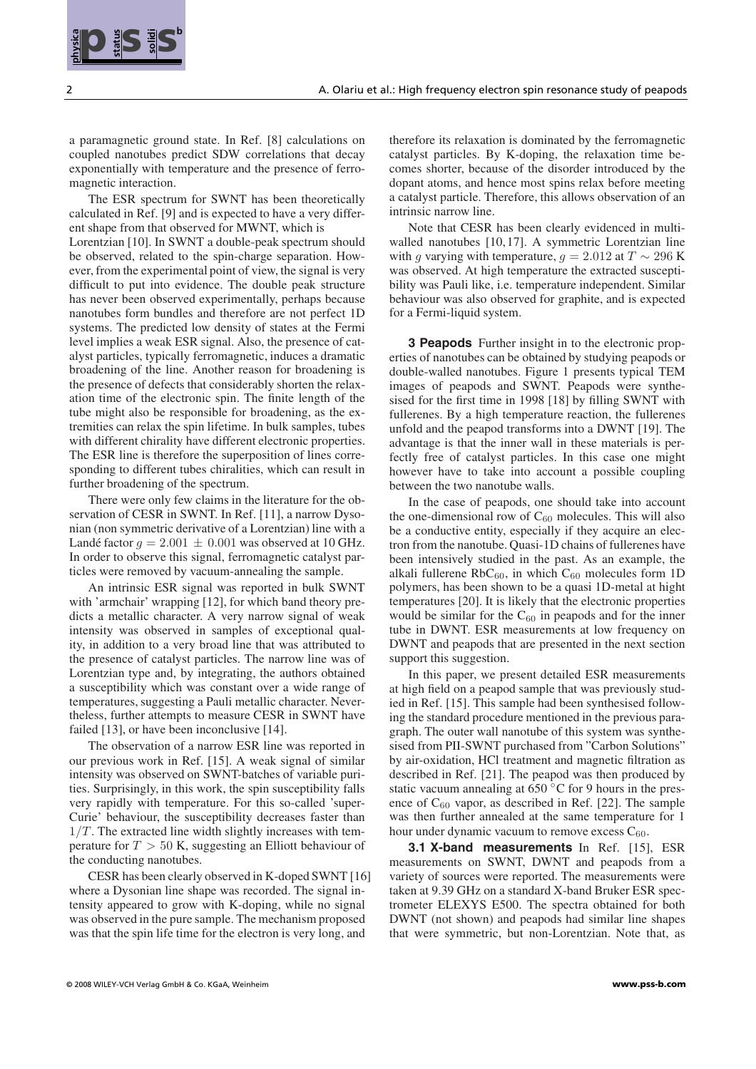a paramagnetic ground state. In Ref. [8] calculations on coupled nanotubes predict SDW correlations that decay exponentially with temperature and the presence of ferromagnetic interaction.

The ESR spectrum for SWNT has been theoretically calculated in Ref. [9] and is expected to have a very different shape from that observed for MWNT, which is Lorentzian [10]. In SWNT a double-peak spectrum should be observed, related to the spin-charge separation. However, from the experimental point of view, the signal is very difficult to put into evidence. The double peak structure has never been observed experimentally, perhaps because nanotubes form bundles and therefore are not perfect 1D systems. The predicted low density of states at the Fermi level implies a weak ESR signal. Also, the presence of catalyst particles, typically ferromagnetic, induces a dramatic broadening of the line. Another reason for broadening is the presence of defects that considerably shorten the relaxation time of the electronic spin. The finite length of the tube might also be responsible for broadening, as the extremities can relax the spin lifetime. In bulk samples, tubes with different chirality have different electronic properties. The ESR line is therefore the superposition of lines corresponding to different tubes chiralities, which can result in further broadening of the spectrum.

There were only few claims in the literature for the observation of CESR in SWNT. In Ref. [11], a narrow Dysonian (non symmetric derivative of a Lorentzian) line with a Landé factor $g = 2.001 \pm 0.001$ was observed at 10 GHz. In order to observe this signal, ferromagnetic catalyst particles were removed by vacuum-annealing the sample.

An intrinsic ESR signal was reported in bulk SWNT with 'armchair' wrapping [12], for which band theory predicts a metallic character. A very narrow signal of weak intensity was observed in samples of exceptional quality, in addition to a very broad line that was attributed to the presence of catalyst particles. The narrow line was of Lorentzian type and, by integrating, the authors obtained a susceptibility which was constant over a wide range of temperatures, suggesting a Pauli metallic character. Nevertheless, further attempts to measure CESR in SWNT have failed [13], or have been inconclusive [14].

The observation of a narrow ESR line was reported in our previous work in Ref. [15]. A weak signal of similar intensity was observed on SWNT-batches of variable purities. Surprisingly, in this work, the spin susceptibility falls very rapidly with temperature. For this so-called 'super-Curie' behaviour, the susceptibility decreases faster than $1/T$. The extracted line width slightly increases with temperature for $T > 50$ K, suggesting an Elliott behaviour of the conducting nanotubes.

CESR has been clearly observed in K-doped SWNT [16] where a Dysonian line shape was recorded. The signal intensity appeared to grow with K-doping, while no signal was observed in the pure sample. The mechanism proposed was that the spin life time for the electron is very long, and therefore its relaxation is dominated by the ferromagnetic catalyst particles. By K-doping, the relaxation time becomes shorter, because of the disorder introduced by the dopant atoms, and hence most spins relax before meeting a catalyst particle. Therefore, this allows observation of an intrinsic narrow line.

Note that CESR has been clearly evidenced in multi-walled nanotubes [10,17]. A symmetric Lorentzian line with $g$ varying with temperature, $g = 2.012$ at $T \sim 296$ K was observed. At high temperature the extracted susceptibility was Pauli like, i.e. temperature independent. Similar behaviour was also observed for graphite, and is expected for a Fermi-liquid system.

## 3 Peapods

Further insight in to the electronic properties of nanotubes can be obtained by studying peapods or double-walled nanotubes. Figure 1 presents typical TEM images of peapods and SWNT. Peapods were synthesised for the first time in 1998 [18] by filling SWNT with fullerenes. By a high temperature reaction, the fullerenes unfold and the peapod transforms into a DWNT [19]. The advantage is that the inner wall in these materials is perfectly free of catalyst particles. In this case one might however have to take into account a possible coupling between the two nanotube walls.

In the case of peapods, one should take into account the one-dimensional row of $C_{60}$ molecules. This will also be a conductive entity, especially if they acquire an electron from the nanotube. Quasi-1D chains of fullerenes have been intensively studied in the past. As an example, the alkali fullerene $RbC_{60}$, in which $C_{60}$ molecules form 1D polymers, has been shown to be a quasi 1D-metal at hight temperatures [20]. It is likely that the electronic properties would be similar for the $C_{60}$ in peapods and for the inner tube in DWNT. ESR measurements at low frequency on DWNT and peapods that are presented in the next section support this suggestion.

In this paper, we present detailed ESR measurements at high field on a peapod sample that was previously studied in Ref. [15]. This sample had been synthesised following the standard procedure mentioned in the previous paragraph. The outer wall nanotube of this system was synthesised from PII-SWNT purchased from "Carbon Solutions" by air-oxidation, HCl treatment and magnetic filtration as described in Ref. [21]. The peapod was then produced by static vacuum annealing at 650 °C for 9 hours in the presence of $C_{60}$ vapor, as described in Ref. [22]. The sample was then further annealed at the same temperature for 1 hour under dynamic vacuum to remove excess $C_{60}$.

### 3.1 X-band measurements

In Ref. [15], ESR measurements on SWNT, DWNT and peapods from a variety of sources were reported. The measurements were taken at 9.39 GHz on a standard X-band Bruker ESR spectrometer ELEXYS E500. The spectra obtained for both DWNT (not shown) and peapods had similar line shapes that were symmetric, but non-Lorentzian. Note that, as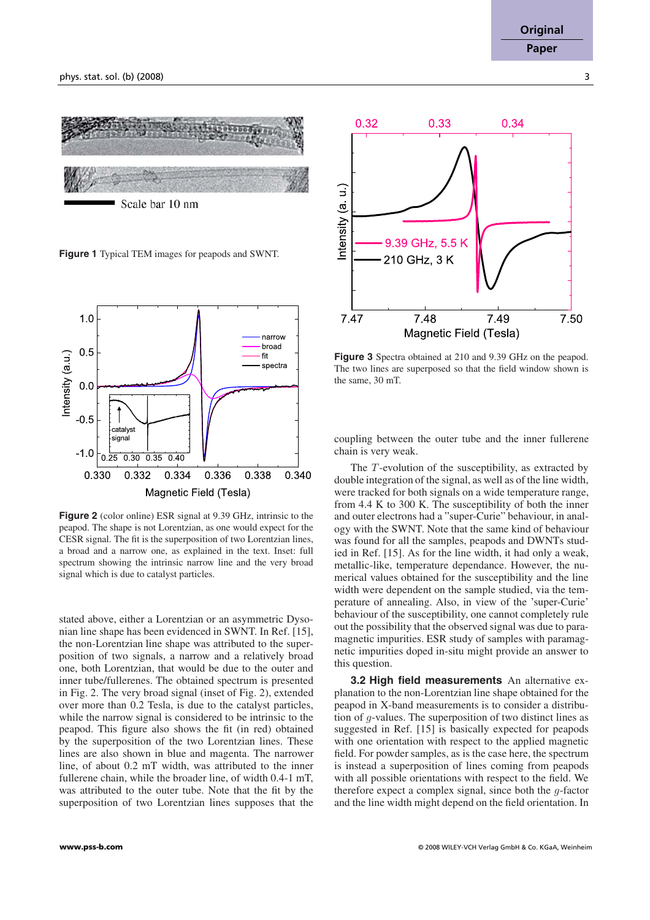**Figure 1** Typical TEM images for peapods and SWNT.

**Figure 2** (color online) ESR signal at 9.39 GHz, intrinsic to the peapod. The shape is not Lorentzian, as one would expect for the CESR signal. The fit is the superposition of two Lorentzian lines, a broad and a narrow one, as explained in the text. Inset: full spectrum showing the intrinsic narrow line and the very broad signal which is due to catalyst particles.

stated above, either a Lorentzian or an asymmetric Dysonian line shape has been evidenced in SWNT. In Ref. [15], the non-Lorentzian line shape was attributed to the superposition of two signals, a narrow and a relatively broad one, both Lorentzian, that would be due to the outer and inner tube/fullerenes. The obtained spectrum is presented in Fig. 2. The very broad signal (inset of Fig. 2), extended over more than 0.2 Tesla, is due to the catalyst particles, while the narrow signal is considered to be intrinsic to the peapod. This figure also shows the fit (in red) obtained by the superposition of the two Lorentzian lines. These lines are also shown in blue and magenta. The narrower line, of about 0.2 mT width, was attributed to the inner fullerene chain, while the broader line, of width 0.4-1 mT, was attributed to the outer tube. Note that the fit by the superposition of two Lorentzian lines supposes that the coupling between the outer tube and the inner fullerene chain is very weak.

**Figure 3** Spectra obtained at 210 and 9.39 GHz on the peapod. The two lines are superposed so that the field window shown is the same, 30 mT.

The $T$-evolution of the susceptibility, as extracted by double integration of the signal, as well as of the line width, were tracked for both signals on a wide temperature range, from 4.4 K to 300 K. The susceptibility of both the inner and outer electrons had a "super-Curie" behaviour, in analogy with the SWNT. Note that the same kind of behaviour was found for all the samples, peapods and DWNTs studied in Ref. [15]. As for the line width, it had only a weak, metallic-like, temperature dependance. However, the numerical values obtained for the susceptibility and the line width were dependent on the sample studied, via the temperature of annealing. Also, in view of the 'super-Curie' behaviour of the susceptibility, one cannot completely rule out the possibility that the observed signal was due to paramagnetic impurities. ESR study of samples with paramagnetic impurities doped in-situ might provide an answer to this question.

**3.2 High field measurements** An alternative explanation to the non-Lorentzian line shape obtained for the peapod in X-band measurements is to consider a distribution of $g$-values. The superposition of two distinct lines as suggested in Ref. [15] is basically expected for peapods with one orientation with respect to the applied magnetic field. For powder samples, as is the case here, the spectrum is instead a superposition of lines coming from peapods with all possible orientations with respect to the field. We therefore expect a complex signal, since both the $g$-factor and the line width might depend on the field orientation. In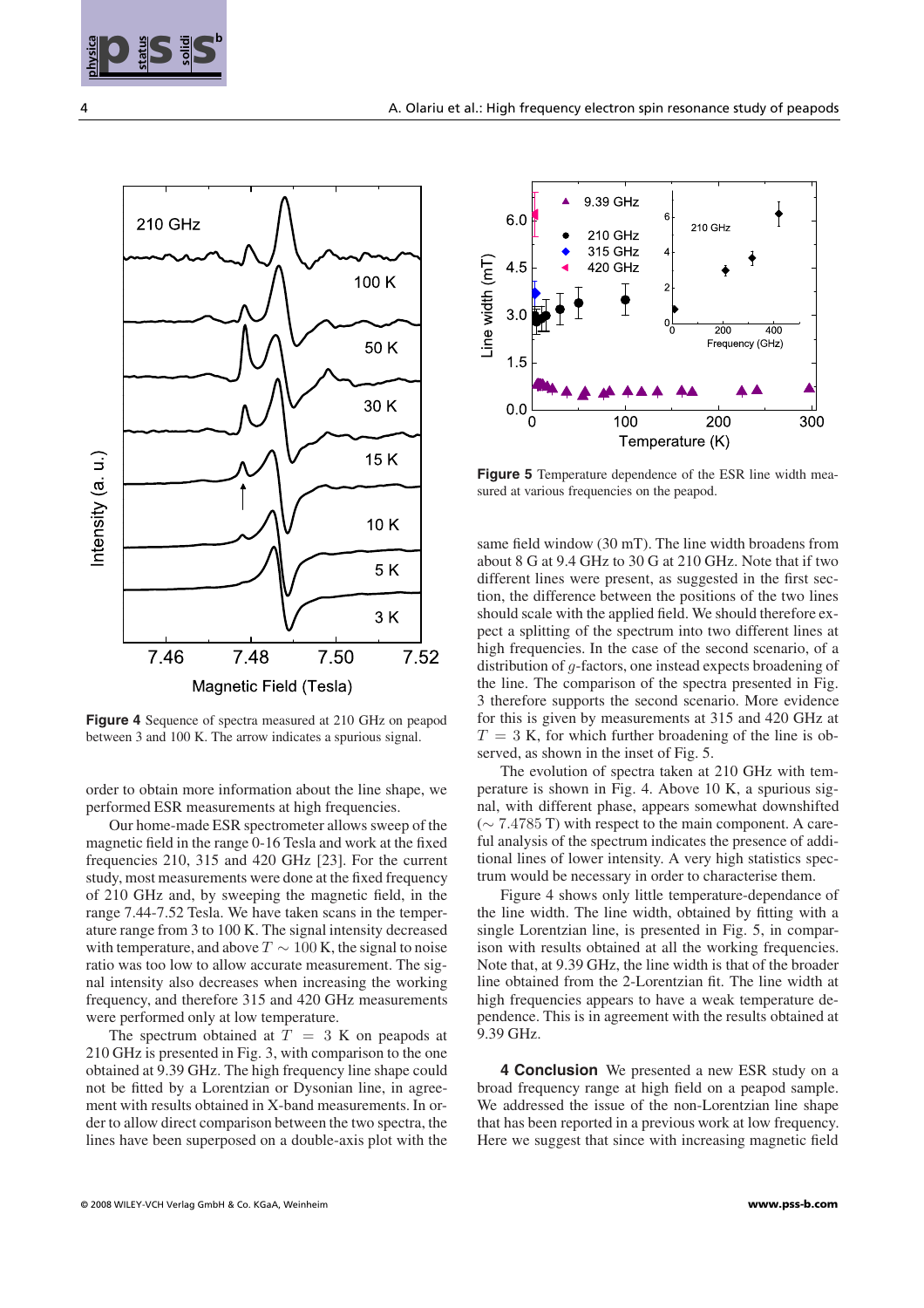Figure 4 Sequence of spectra measured at 210 GHz on peapod between 3 and 100 K. The arrow indicates a spurious signal.

order to obtain more information about the line shape, we performed ESR measurements at high frequencies.

Our home-made ESR spectrometer allows sweep of the magnetic field in the range 0-16 Tesla and work at the fixed frequencies 210, 315 and 420 GHz [23]. For the current study, most measurements were done at the fixed frequency of 210 GHz and, by sweeping the magnetic field, in the range 7.44-7.52 Tesla. We have taken scans in the temperature range from 3 to 100 K. The signal intensity decreased with temperature, and above $T \sim 100$ K, the signal to noise ratio was too low to allow accurate measurement. The signal intensity also decreases when increasing the working frequency, and therefore 315 and 420 GHz measurements were performed only at low temperature.

The spectrum obtained at $T = 3$ K on peapods at 210 GHz is presented in Fig. 3, with comparison to the one obtained at 9.39 GHz. The high frequency line shape could not be fitted by a Lorentzian or Dysonian line, in agreement with results obtained in X-band measurements. In order to allow direct comparison between the two spectra, the lines have been superposed on a double-axis plot with the same field window (30 mT). The line width broadens from about 8 G at 9.4 GHz to 30 G at 210 GHz. Note that if two different lines were present, as suggested in the first section, the difference between the positions of the two lines should scale with the applied field. We should therefore expect a splitting of the spectrum into two different lines at high frequencies. In the case of the second scenario, of a distribution of $g$-factors, one instead expects broadening of the line. The comparison of the spectra presented in Fig. 3 therefore supports the second scenario. More evidence for this is given by measurements at 315 and 420 GHz at $T = 3$ K, for which further broadening of the line is observed, as shown in the inset of Fig. 5.

Figure 5 Temperature dependence of the ESR line width measured at various frequencies on the peapod.

The evolution of spectra taken at 210 GHz with temperature is shown in Fig. 4. Above 10 K, a spurious signal, with different phase, appears somewhat downshifted ($\sim 7.4785$ T) with respect to the main component. A careful analysis of the spectrum indicates the presence of additional lines of lower intensity. A very high statistics spectrum would be necessary in order to characterise them.

Figure 4 shows only little temperature-dependance of the line width. The line width, obtained by fitting with a single Lorentzian line, is presented in Fig. 5, in comparison with results obtained at all the working frequencies. Note that, at 9.39 GHz, the line width is that of the broader line obtained from the 2-Lorentzian fit. The line width at high frequencies appears to have a weak temperature dependence. This is in agreement with the results obtained at 9.39 GHz.

## 4 Conclusion

We presented a new ESR study on a broad frequency range at high field on a peapod sample. We addressed the issue of the non-Lorentzian line shape that has been reported in a previous work at low frequency. Here we suggest that since with increasing magnetic field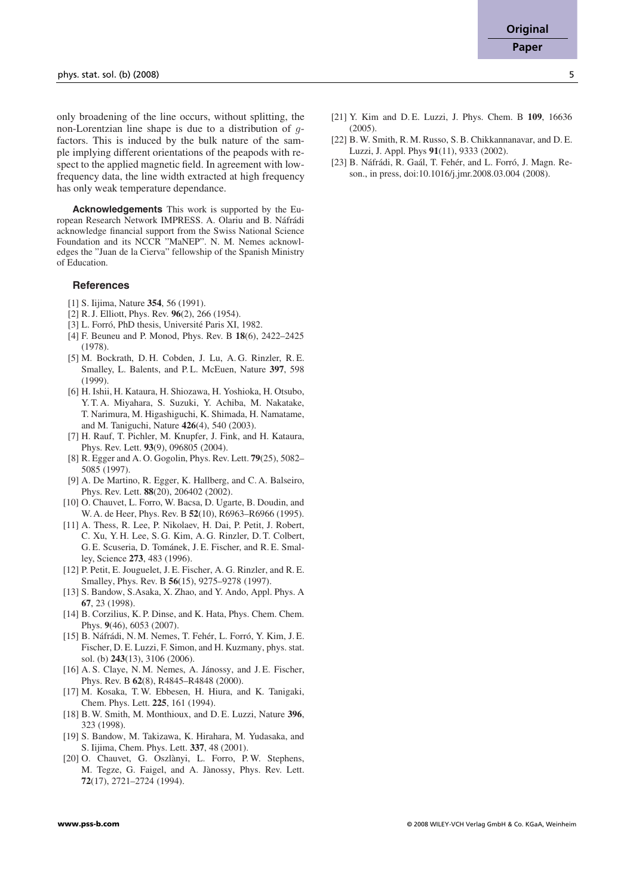only broadening of the line occurs, without splitting, the non-Lorentzian line shape is due to a distribution of $g$-factors. This is induced by the bulk nature of the sample implying different orientations of the peapods with respect to the applied magnetic field. In agreement with low-frequency data, the line width extracted at high frequency has only weak temperature dependance.

**Acknowledgements** This work is supported by the European Research Network IMPRESS. A. Olariu and B. Náfrádi acknowledge financial support from the Swiss National Science Foundation and its NCCR "MaNEP". N. M. Nemes acknowledges the "Juan de la Cierva" fellowship of the Spanish Ministry of Education.

## References

[1] S. Iijima, Nature **354**, 56 (1991).

[2] R. J. Elliott, Phys. Rev. **96**(2), 266 (1954).

[3] L. Forró, PhD thesis, Université Paris XI, 1982.

[4] F. Beuneu and P. Monod, Phys. Rev. B **18**(6), 2422–2425 (1978).

[5] M. Bockrath, D. H. Cobden, J. Lu, A. G. Rinzler, R. E. Smalley, L. Balents, and P. L. McEuen, Nature **397**, 598 (1999).

[6] H. Ishii, H. Kataura, H. Shiozawa, H. Yoshioka, H. Otsubo, Y. T. A. Miyahara, S. Suzuki, Y. Achiba, M. Nakatake, T. Narimura, M. Higashiguchi, K. Shimada, H. Namatame, and M. Taniguchi, Nature **426**(4), 540 (2003).

[7] H. Rauf, T. Pichler, M. Knupfer, J. Fink, and H. Kataura, Phys. Rev. Lett. **93**(9), 096805 (2004).

[8] R. Egger and A. O. Gogolin, Phys. Rev. Lett. **79**(25), 5082–5085 (1997).

[9] A. De Martino, R. Egger, K. Hallberg, and C. A. Balseiro, Phys. Rev. Lett. **88**(20), 206402 (2002).

[10] O. Chauvet, L. Forro, W. Bacsa, D. Ugarte, B. Doudin, and W. A. de Heer, Phys. Rev. B **52**(10), R6963–R6966 (1995).

[11] A. Thess, R. Lee, P. Nikolaev, H. Dai, P. Petit, J. Robert, C. Xu, Y. H. Lee, S. G. Kim, A. G. Rinzler, D. T. Colbert, G. E. Scuseria, D. Tománek, J. E. Fischer, and R. E. Smalley, Science **273**, 483 (1996).

[12] P. Petit, E. Jouguelet, J. E. Fischer, A. G. Rinzler, and R. E. Smalley, Phys. Rev. B **56**(15), 9275–9278 (1997).

[13] S. Bandow, S.Asaka, X. Zhao, and Y. Ando, Appl. Phys. A **67**, 23 (1998).

[14] B. Corzilius, K. P. Dinse, and K. Hata, Phys. Chem. Chem. Phys. **9**(46), 6053 (2007).

[15] B. Náfrádi, N. M. Nemes, T. Fehér, L. Forró, Y. Kim, J. E. Fischer, D. E. Luzzi, F. Simon, and H. Kuzmany, phys. stat. sol. (b) **243**(13), 3106 (2006).

[16] A. S. Claye, N. M. Nemes, A. Jánossy, and J. E. Fischer, Phys. Rev. B **62**(8), R4845–R4848 (2000).

[17] M. Kosaka, T. W. Ebbesen, H. Hiura, and K. Tanigaki, Chem. Phys. Lett. **225**, 161 (1994).

[18] B. W. Smith, M. Monthioux, and D. E. Luzzi, Nature **396**, 323 (1998).

[19] S. Bandow, M. Takizawa, K. Hirahara, M. Yudasaka, and S. Iijima, Chem. Phys. Lett. **337**, 48 (2001).

[20] O. Chauvet, G. Oszlànyi, L. Forro, P. W. Stephens, M. Tegze, G. Faigel, and A. Jànossy, Phys. Rev. Lett. **72**(17), 2721–2724 (1994).

[21] Y. Kim and D. E. Luzzi, J. Phys. Chem. B **109**, 16636 (2005).

[22] B. W. Smith, R. M. Russo, S. B. Chikkannanavar, and D. E. Luzzi, J. Appl. Phys **91**(11), 9333 (2002).

[23] B. Náfrádi, R. Gaál, T. Fehér, and L. Forró, J. Magn. Reson., in press, doi:10.1016/j.jmr.2008.03.004 (2008).